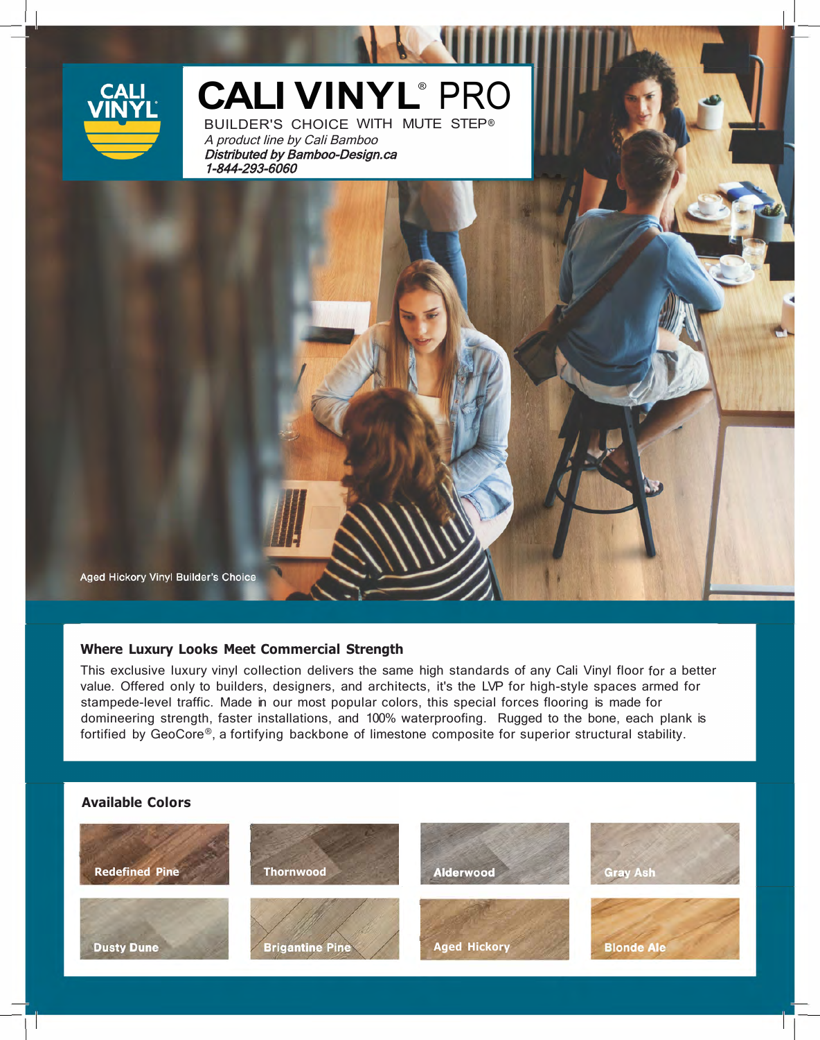# CALI VINYL® PRO

BUILDER'S CHOICE WITH MUTE STEP®

*A product line by Cali Bamboo*

***Distributed by Bamboo-Design.ca***

***1-844-293-6060***

Aged Hickory Vinyl Builder's Choice

## Where Luxury Looks Meet Commercial Strength

This exclusive luxury vinyl collection delivers the same high standards of any Cali Vinyl floor for a better value. Offered only to builders, designers, and architects, it's the LVP for high-style spaces armed for stampede-level traffic. Made in our most popular colors, this special forces flooring is made for domineering strength, faster installations, and 100% waterproofing. Rugged to the bone, each plank is fortified by GeoCore®, a fortifying backbone of limestone composite for superior structural stability.

## Available Colors

- Redefined Pine
- Thornwood
- Alderwood
- Gray Ash
- Dusty Dune
- Brigantine Pine
- Aged Hickory
- Blonde Ale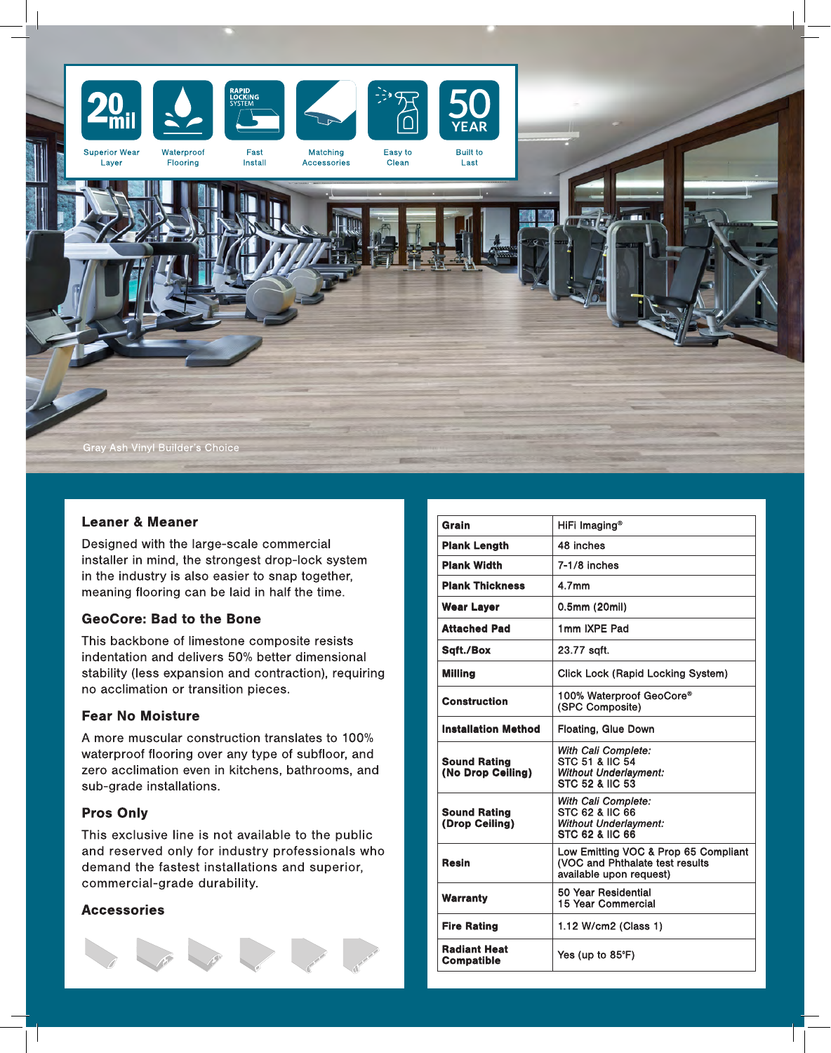20 mil Superior Wear Layer

Waterproof Flooring

RAPID LOCKING SYSTEM Fast Install

Matching Accessories

Easy to Clean

50 YEAR Built to Last

Gray Ash Vinyl Builder's Choice

### Leaner & Meaner

Designed with the large-scale commercial installer in mind, the strongest drop-lock system in the industry is also easier to snap together, meaning flooring can be laid in half the time.

### GeoCore: Bad to the Bone

This backbone of limestone composite resists indentation and delivers 50% better dimensional stability (less expansion and contraction), requiring no acclimation or transition pieces.

### Fear No Moisture

A more muscular construction translates to 100% waterproof flooring over any type of subfloor, and zero acclimation even in kitchens, bathrooms, and sub-grade installations.

### Pros Only

This exclusive line is not available to the public and reserved only for industry professionals who demand the fastest installations and superior, commercial-grade durability.

### Accessories

| | |
|---|---|
| **Grain** | HiFi Imaging® |
| **Plank Length** | 48 inches |
| **Plank Width** | 7-1/8 inches |
| **Plank Thickness** | 4.7mm |
| **Wear Layer** | 0.5mm (20mil) |
| **Attached Pad** | 1mm IXPE Pad |
| **Sqft./Box** | 23.77 sqft. |
| **Milling** | Click Lock (Rapid Locking System) |
| **Construction** | 100% Waterproof GeoCore® (SPC Composite) |
| **Installation Method** | Floating, Glue Down |
| **Sound Rating (No Drop Ceiling)** | *With Cali Complete:* STC 51 & IIC 54 *Without Underlayment:* STC 52 & IIC 53 |
| **Sound Rating (Drop Ceiling)** | *With Cali Complete:* STC 62 & IIC 66 *Without Underlayment:* STC 62 & IIC 66 |
| **Resin** | Low Emitting VOC & Prop 65 Compliant (VOC and Phthalate test results available upon request) |
| **Warranty** | 50 Year Residential 15 Year Commercial |
| **Fire Rating** | 1.12 W/cm2 (Class 1) |
| **Radiant Heat Compatible** | Yes (up to 85°F) |